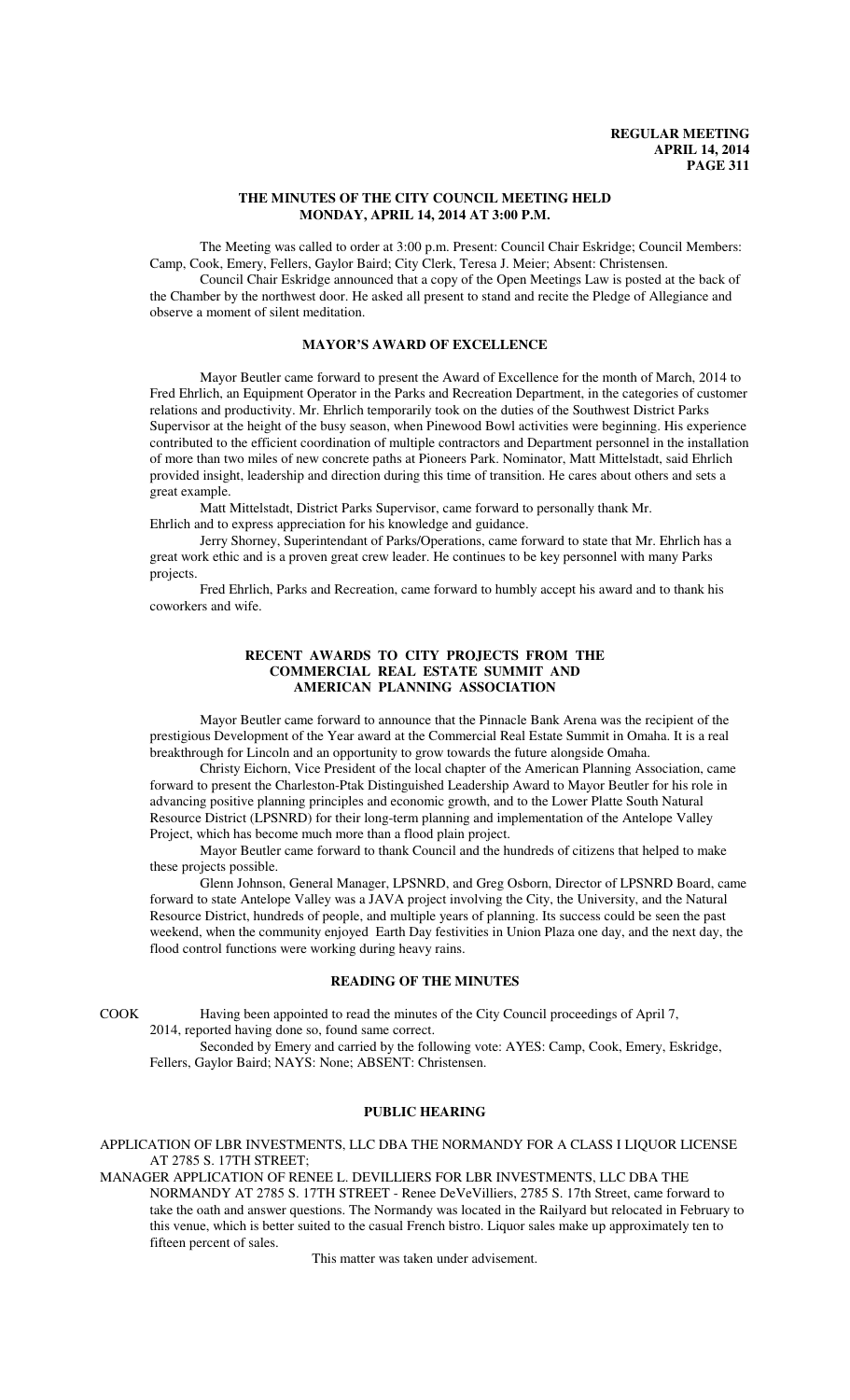# THE MINUTES OF THE CITY COUNCIL MEETING HELD MONDAY, APRIL 14, 2014 AT 3:00 P.M.

The Meeting was called to order at 3:00 p.m. Present: Council Chair Eskridge; Council Members: Camp, Cook, Emery, Fellers, Gaylor Baird; City Clerk, Teresa J. Meier; Absent: Christensen.

Council Chair Eskridge announced that a copy of the Open Meetings Law is posted at the back of the Chamber by the northwest door. He asked all present to stand and recite the Pledge of Allegiance and observe a moment of silent meditation.

## MAYOR'S AWARD OF EXCELLENCE

Mayor Beutler came forward to present the Award of Excellence for the month of March, 2014 to Fred Ehrlich, an Equipment Operator in the Parks and Recreation Department, in the categories of customer relations and productivity. Mr. Ehrlich temporarily took on the duties of the Southwest District Parks Supervisor at the height of the busy season, when Pinewood Bowl activities were beginning. His experience contributed to the efficient coordination of multiple contractors and Department personnel in the installation of more than two miles of new concrete paths at Pioneers Park. Nominator, Matt Mittelstadt, said Ehrlich provided insight, leadership and direction during this time of transition. He cares about others and sets a great example.

Matt Mittelstadt, District Parks Supervisor, came forward to personally thank Mr. Ehrlich and to express appreciation for his knowledge and guidance.

Jerry Shorney, Superintendant of Parks/Operations, came forward to state that Mr. Ehrlich has a great work ethic and is a proven great crew leader. He continues to be key personnel with many Parks projects.

Fred Ehrlich, Parks and Recreation, came forward to humbly accept his award and to thank his coworkers and wife.

## RECENT AWARDS TO CITY PROJECTS FROM THE COMMERCIAL REAL ESTATE SUMMIT AND AMERICAN PLANNING ASSOCIATION

Mayor Beutler came forward to announce that the Pinnacle Bank Arena was the recipient of the prestigious Development of the Year award at the Commercial Real Estate Summit in Omaha. It is a real breakthrough for Lincoln and an opportunity to grow towards the future alongside Omaha.

Christy Eichorn, Vice President of the local chapter of the American Planning Association, came forward to present the Charleston-Ptak Distinguished Leadership Award to Mayor Beutler for his role in advancing positive planning principles and economic growth, and to the Lower Platte South Natural Resource District (LPSNRD) for their long-term planning and implementation of the Antelope Valley Project, which has become much more than a flood plain project.

Mayor Beutler came forward to thank Council and the hundreds of citizens that helped to make these projects possible.

Glenn Johnson, General Manager, LPSNRD, and Greg Osborn, Director of LPSNRD Board, came forward to state Antelope Valley was a JAVA project involving the City, the University, and the Natural Resource District, hundreds of people, and multiple years of planning. Its success could be seen the past weekend, when the community enjoyed Earth Day festivities in Union Plaza one day, and the next day, the flood control functions were working during heavy rains.

## READING OF THE MINUTES

COOK Having been appointed to read the minutes of the City Council proceedings of April 7, 2014, reported having done so, found same correct.

Seconded by Emery and carried by the following vote: AYES: Camp, Cook, Emery, Eskridge, Fellers, Gaylor Baird; NAYS: None; ABSENT: Christensen.

## PUBLIC HEARING

APPLICATION OF LBR INVESTMENTS, LLC DBA THE NORMANDY FOR A CLASS I LIQUOR LICENSE AT 2785 S. 17TH STREET;

MANAGER APPLICATION OF RENEE L. DEVILLIERS FOR LBR INVESTMENTS, LLC DBA THE NORMANDY AT 2785 S. 17TH STREET - Renee DeVeVilliers, 2785 S. 17th Street, came forward to take the oath and answer questions. The Normandy was located in the Railyard but relocated in February to this venue, which is better suited to the casual French bistro. Liquor sales make up approximately ten to fifteen percent of sales.

This matter was taken under advisement.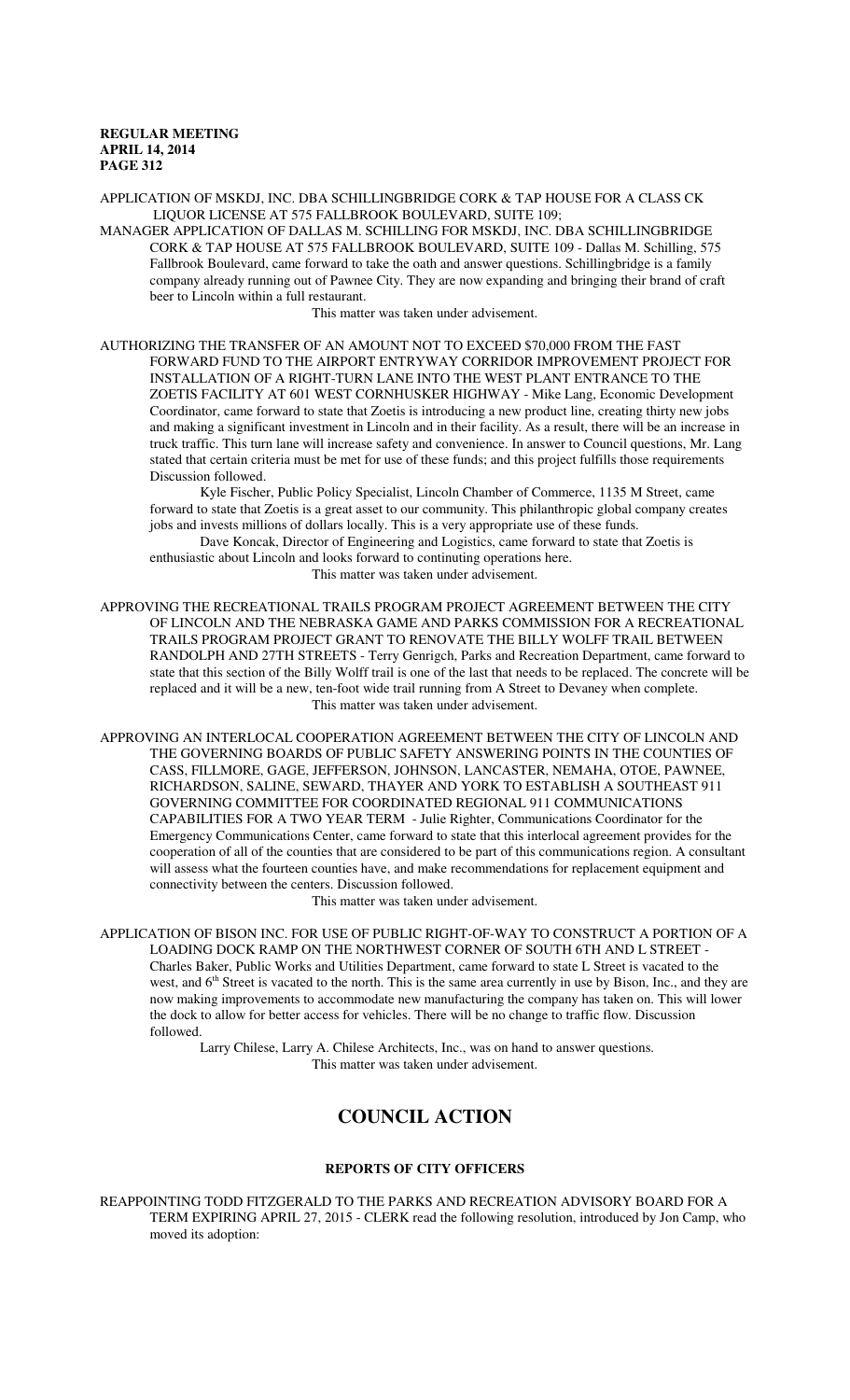APPLICATION OF MSKDJ, INC. DBA SCHILLINGBRIDGE CORK & TAP HOUSE FOR A CLASS CK LIQUOR LICENSE AT 575 FALLBROOK BOULEVARD, SUITE 109;

MANAGER APPLICATION OF DALLAS M. SCHILLING FOR MSKDJ, INC. DBA SCHILLINGBRIDGE CORK & TAP HOUSE AT 575 FALLBROOK BOULEVARD, SUITE 109 - Dallas M. Schilling, 575 Fallbrook Boulevard, came forward to take the oath and answer questions. Schillingbridge is a family company already running out of Pawnee City. They are now expanding and bringing their brand of craft beer to Lincoln within a full restaurant.

This matter was taken under advisement.

AUTHORIZING THE TRANSFER OF AN AMOUNT NOT TO EXCEED $70,000 FROM THE FAST FORWARD FUND TO THE AIRPORT ENTRYWAY CORRIDOR IMPROVEMENT PROJECT FOR INSTALLATION OF A RIGHT-TURN LANE INTO THE WEST PLANT ENTRANCE TO THE ZOETIS FACILITY AT 601 WEST CORNHUSKER HIGHWAY - Mike Lang, Economic Development Coordinator, came forward to state that Zoetis is introducing a new product line, creating thirty new jobs and making a significant investment in Lincoln and in their facility. As a result, there will be an increase in truck traffic. This turn lane will increase safety and convenience. In answer to Council questions, Mr. Lang stated that certain criteria must be met for use of these funds; and this project fulfills those requirements Discussion followed.

Kyle Fischer, Public Policy Specialist, Lincoln Chamber of Commerce, 1135 M Street, came forward to state that Zoetis is a great asset to our community. This philanthropic global company creates jobs and invests millions of dollars locally. This is a very appropriate use of these funds.

Dave Koncak, Director of Engineering and Logistics, came forward to state that Zoetis is enthusiastic about Lincoln and looks forward to continuing operations here.

This matter was taken under advisement.

APPROVING THE RECREATIONAL TRAILS PROGRAM PROJECT AGREEMENT BETWEEN THE CITY OF LINCOLN AND THE NEBRASKA GAME AND PARKS COMMISSION FOR A RECREATIONAL TRAILS PROGRAM PROJECT GRANT TO RENOVATE THE BILLY WOLFF TRAIL BETWEEN RANDOLPH AND 27TH STREETS - Terry Genrigch, Parks and Recreation Department, came forward to state that this section of the Billy Wolff trail is one of the last that needs to be replaced. The concrete will be replaced and it will be a new, ten-foot wide trail running from A Street to Devaney when complete.

This matter was taken under advisement.

APPROVING AN INTERLOCAL COOPERATION AGREEMENT BETWEEN THE CITY OF LINCOLN AND THE GOVERNING BOARDS OF PUBLIC SAFETY ANSWERING POINTS IN THE COUNTIES OF CASS, FILLMORE, GAGE, JEFFERSON, JOHNSON, LANCASTER, NEMAHA, OTOE, PAWNEE, RICHARDSON, SALINE, SEWARD, THAYER AND YORK TO ESTABLISH A SOUTHEAST 911 GOVERNING COMMITTEE FOR COORDINATED REGIONAL 911 COMMUNICATIONS CAPABILITIES FOR A TWO YEAR TERM - Julie Righter, Communications Coordinator for the Emergency Communications Center, came forward to state that this interlocal agreement provides for the cooperation of all of the counties that are considered to be part of this communications region. A consultant will assess what the fourteen counties have, and make recommendations for replacement equipment and connectivity between the centers. Discussion followed.

This matter was taken under advisement.

APPLICATION OF BISON INC. FOR USE OF PUBLIC RIGHT-OF-WAY TO CONSTRUCT A PORTION OF A LOADING DOCK RAMP ON THE NORTHWEST CORNER OF SOUTH 6TH AND L STREET - Charles Baker, Public Works and Utilities Department, came forward to state L Street is vacated to the west, and 6th Street is vacated to the north. This is the same area currently in use by Bison, Inc., and they are now making improvements to accommodate new manufacturing the company has taken on. This will lower the dock to allow for better access for vehicles. There will be no change to traffic flow. Discussion followed.

Larry Chilese, Larry A. Chilese Architects, Inc., was on hand to answer questions.

This matter was taken under advisement.

# COUNCIL ACTION

## REPORTS OF CITY OFFICERS

REAPPOINTING TODD FITZGERALD TO THE PARKS AND RECREATION ADVISORY BOARD FOR A TERM EXPIRING APRIL 27, 2015 - CLERK read the following resolution, introduced by Jon Camp, who moved its adoption: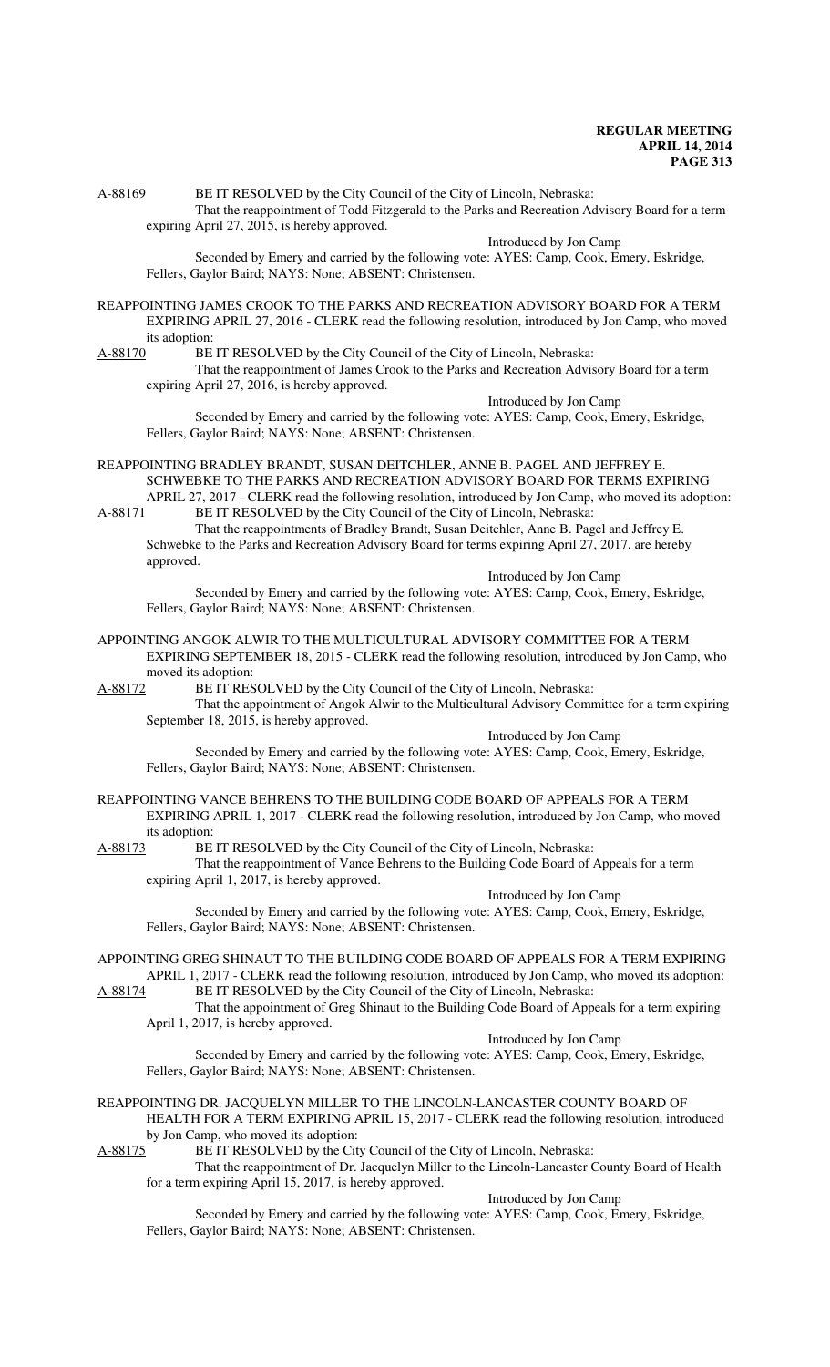A-88169 BE IT RESOLVED by the City Council of the City of Lincoln, Nebraska:

That the reappointment of Todd Fitzgerald to the Parks and Recreation Advisory Board for a term expiring April 27, 2015, is hereby approved.

Introduced by Jon Camp

Seconded by Emery and carried by the following vote: AYES: Camp, Cook, Emery, Eskridge, Fellers, Gaylor Baird; NAYS: None; ABSENT: Christensen.

REAPPOINTING JAMES CROOK TO THE PARKS AND RECREATION ADVISORY BOARD FOR A TERM EXPIRING APRIL 27, 2016 - CLERK read the following resolution, introduced by Jon Camp, who moved its adoption:

A-88170 BE IT RESOLVED by the City Council of the City of Lincoln, Nebraska:

That the reappointment of James Crook to the Parks and Recreation Advisory Board for a term expiring April 27, 2016, is hereby approved.

Introduced by Jon Camp

Seconded by Emery and carried by the following vote: AYES: Camp, Cook, Emery, Eskridge, Fellers, Gaylor Baird; NAYS: None; ABSENT: Christensen.

REAPPOINTING BRADLEY BRANDT, SUSAN DEITCHLER, ANNE B. PAGEL AND JEFFREY E. SCHWEBKE TO THE PARKS AND RECREATION ADVISORY BOARD FOR TERMS EXPIRING APRIL 27, 2017 - CLERK read the following resolution, introduced by Jon Camp, who moved its adoption:

A-88171 BE IT RESOLVED by the City Council of the City of Lincoln, Nebraska:

That the reappointments of Bradley Brandt, Susan Deitchler, Anne B. Pagel and Jeffrey E. Schwebke to the Parks and Recreation Advisory Board for terms expiring April 27, 2017, are hereby approved.

Introduced by Jon Camp

Seconded by Emery and carried by the following vote: AYES: Camp, Cook, Emery, Eskridge, Fellers, Gaylor Baird; NAYS: None; ABSENT: Christensen.

APPOINTING ANGOK ALWIR TO THE MULTICULTURAL ADVISORY COMMITTEE FOR A TERM EXPIRING SEPTEMBER 18, 2015 - CLERK read the following resolution, introduced by Jon Camp, who moved its adoption:

A-88172 BE IT RESOLVED by the City Council of the City of Lincoln, Nebraska:

That the appointment of Angok Alwir to the Multicultural Advisory Committee for a term expiring September 18, 2015, is hereby approved.

Introduced by Jon Camp

Seconded by Emery and carried by the following vote: AYES: Camp, Cook, Emery, Eskridge, Fellers, Gaylor Baird; NAYS: None; ABSENT: Christensen.

REAPPOINTING VANCE BEHRENS TO THE BUILDING CODE BOARD OF APPEALS FOR A TERM EXPIRING APRIL 1, 2017 - CLERK read the following resolution, introduced by Jon Camp, who moved its adoption:

A-88173 BE IT RESOLVED by the City Council of the City of Lincoln, Nebraska:

That the reappointment of Vance Behrens to the Building Code Board of Appeals for a term expiring April 1, 2017, is hereby approved.

Introduced by Jon Camp

Seconded by Emery and carried by the following vote: AYES: Camp, Cook, Emery, Eskridge, Fellers, Gaylor Baird; NAYS: None; ABSENT: Christensen.

APPOINTING GREG SHINAUT TO THE BUILDING CODE BOARD OF APPEALS FOR A TERM EXPIRING APRIL 1, 2017 - CLERK read the following resolution, introduced by Jon Camp, who moved its adoption:

A-88174 BE IT RESOLVED by the City Council of the City of Lincoln, Nebraska:

That the appointment of Greg Shinaut to the Building Code Board of Appeals for a term expiring April 1, 2017, is hereby approved.

Introduced by Jon Camp

Seconded by Emery and carried by the following vote: AYES: Camp, Cook, Emery, Eskridge, Fellers, Gaylor Baird; NAYS: None; ABSENT: Christensen.

REAPPOINTING DR. JACQUELYN MILLER TO THE LINCOLN-LANCASTER COUNTY BOARD OF HEALTH FOR A TERM EXPIRING APRIL 15, 2017 - CLERK read the following resolution, introduced by Jon Camp, who moved its adoption:

A-88175 BE IT RESOLVED by the City Council of the City of Lincoln, Nebraska:

That the reappointment of Dr. Jacquelyn Miller to the Lincoln-Lancaster County Board of Health for a term expiring April 15, 2017, is hereby approved.

Introduced by Jon Camp

Seconded by Emery and carried by the following vote: AYES: Camp, Cook, Emery, Eskridge, Fellers, Gaylor Baird; NAYS: None; ABSENT: Christensen.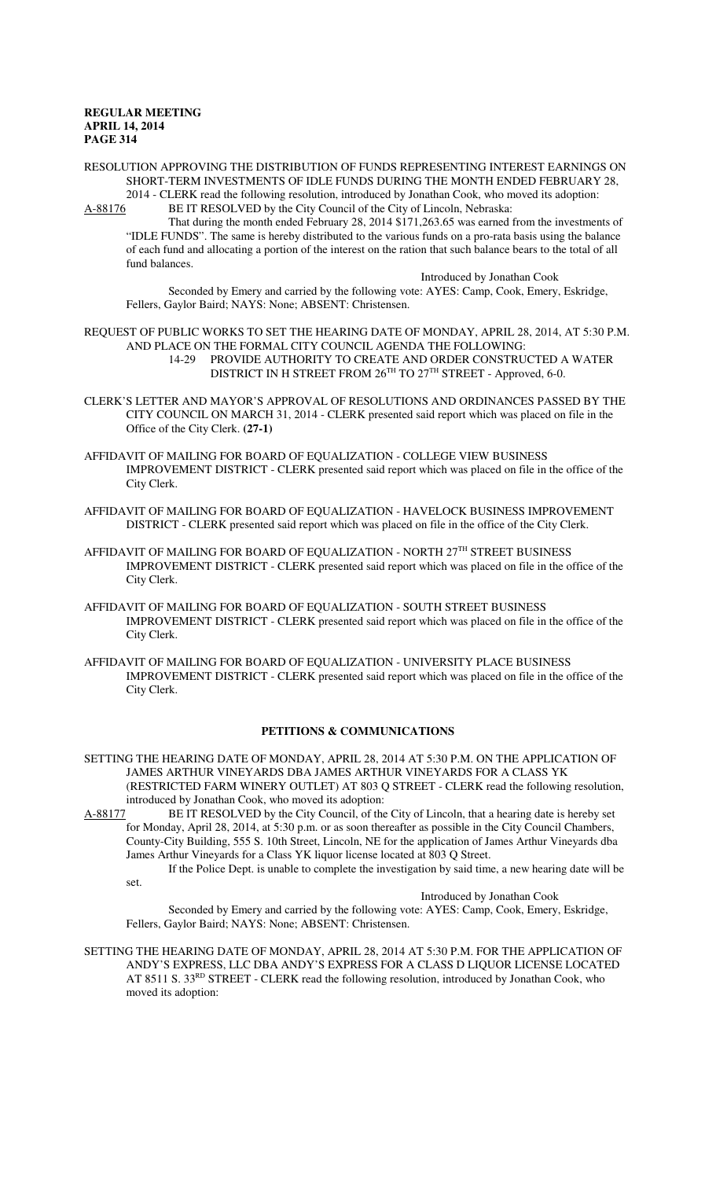RESOLUTION APPROVING THE DISTRIBUTION OF FUNDS REPRESENTING INTEREST EARNINGS ON SHORT-TERM INVESTMENTS OF IDLE FUNDS DURING THE MONTH ENDED FEBRUARY 28, 2014 - CLERK read the following resolution, introduced by Jonathan Cook, who moved its adoption:

A-88176 BE IT RESOLVED by the City Council of the City of Lincoln, Nebraska:

That during the month ended February 28, 2014 $171,263.65 was earned from the investments of "IDLE FUNDS". The same is hereby distributed to the various funds on a pro-rata basis using the balance of each fund and allocating a portion of the interest on the ration that such balance bears to the total of all fund balances.

Introduced by Jonathan Cook

Seconded by Emery and carried by the following vote: AYES: Camp, Cook, Emery, Eskridge, Fellers, Gaylor Baird; NAYS: None; ABSENT: Christensen.

REQUEST OF PUBLIC WORKS TO SET THE HEARING DATE OF MONDAY, APRIL 28, 2014, AT 5:30 P.M. AND PLACE ON THE FORMAL CITY COUNCIL AGENDA THE FOLLOWING:

14-29 PROVIDE AUTHORITY TO CREATE AND ORDER CONSTRUCTED A WATER DISTRICT IN H STREET FROM 26TH TO 27TH STREET - Approved, 6-0.

CLERK'S LETTER AND MAYOR'S APPROVAL OF RESOLUTIONS AND ORDINANCES PASSED BY THE CITY COUNCIL ON MARCH 31, 2014 - CLERK presented said report which was placed on file in the Office of the City Clerk. **(27-1)**

AFFIDAVIT OF MAILING FOR BOARD OF EQUALIZATION - COLLEGE VIEW BUSINESS IMPROVEMENT DISTRICT - CLERK presented said report which was placed on file in the office of the City Clerk.

AFFIDAVIT OF MAILING FOR BOARD OF EQUALIZATION - HAVELOCK BUSINESS IMPROVEMENT DISTRICT - CLERK presented said report which was placed on file in the office of the City Clerk.

AFFIDAVIT OF MAILING FOR BOARD OF EQUALIZATION - NORTH 27TH STREET BUSINESS IMPROVEMENT DISTRICT - CLERK presented said report which was placed on file in the office of the City Clerk.

AFFIDAVIT OF MAILING FOR BOARD OF EQUALIZATION - SOUTH STREET BUSINESS IMPROVEMENT DISTRICT - CLERK presented said report which was placed on file in the office of the City Clerk.

AFFIDAVIT OF MAILING FOR BOARD OF EQUALIZATION - UNIVERSITY PLACE BUSINESS IMPROVEMENT DISTRICT - CLERK presented said report which was placed on file in the office of the City Clerk.

## PETITIONS & COMMUNICATIONS

SETTING THE HEARING DATE OF MONDAY, APRIL 28, 2014 AT 5:30 P.M. ON THE APPLICATION OF JAMES ARTHUR VINEYARDS DBA JAMES ARTHUR VINEYARDS FOR A CLASS YK (RESTRICTED FARM WINERY OUTLET) AT 803 Q STREET - CLERK read the following resolution, introduced by Jonathan Cook, who moved its adoption:

A-88177 BE IT RESOLVED by the City Council, of the City of Lincoln, that a hearing date is hereby set for Monday, April 28, 2014, at 5:30 p.m. or as soon thereafter as possible in the City Council Chambers, County-City Building, 555 S. 10th Street, Lincoln, NE for the application of James Arthur Vineyards dba James Arthur Vineyards for a Class YK liquor license located at 803 Q Street.

If the Police Dept. is unable to complete the investigation by said time, a new hearing date will be set.

Introduced by Jonathan Cook

Seconded by Emery and carried by the following vote: AYES: Camp, Cook, Emery, Eskridge, Fellers, Gaylor Baird; NAYS: None; ABSENT: Christensen.

SETTING THE HEARING DATE OF MONDAY, APRIL 28, 2014 AT 5:30 P.M. FOR THE APPLICATION OF ANDY'S EXPRESS, LLC DBA ANDY'S EXPRESS FOR A CLASS D LIQUOR LICENSE LOCATED AT 8511 S. 33RD STREET - CLERK read the following resolution, introduced by Jonathan Cook, who moved its adoption: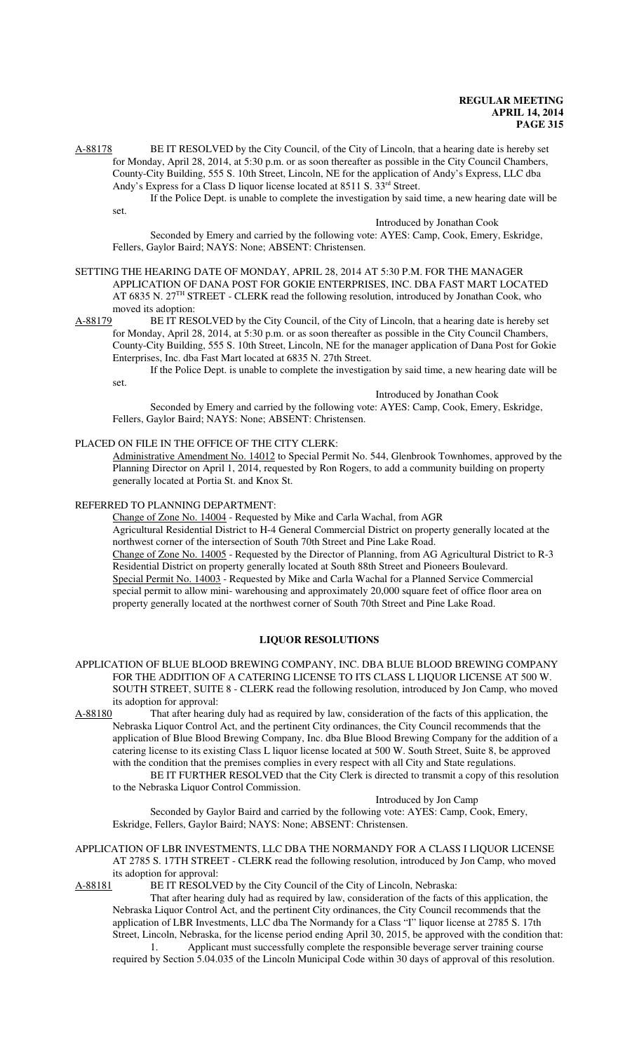A-88178 BE IT RESOLVED by the City Council, of the City of Lincoln, that a hearing date is hereby set for Monday, April 28, 2014, at 5:30 p.m. or as soon thereafter as possible in the City Council Chambers, County-City Building, 555 S. 10th Street, Lincoln, NE for the application of Andy's Express, LLC dba Andy's Express for a Class D liquor license located at 8511 S. 33rd Street.

If the Police Dept. is unable to complete the investigation by said time, a new hearing date will be set.

Introduced by Jonathan Cook

Seconded by Emery and carried by the following vote: AYES: Camp, Cook, Emery, Eskridge, Fellers, Gaylor Baird; NAYS: None; ABSENT: Christensen.

SETTING THE HEARING DATE OF MONDAY, APRIL 28, 2014 AT 5:30 P.M. FOR THE MANAGER APPLICATION OF DANA POST FOR GOKIE ENTERPRISES, INC. DBA FAST MART LOCATED AT 6835 N. 27TH STREET - CLERK read the following resolution, introduced by Jonathan Cook, who moved its adoption:

A-88179 BE IT RESOLVED by the City Council, of the City of Lincoln, that a hearing date is hereby set for Monday, April 28, 2014, at 5:30 p.m. or as soon thereafter as possible in the City Council Chambers, County-City Building, 555 S. 10th Street, Lincoln, NE for the manager application of Dana Post for Gokie Enterprises, Inc. dba Fast Mart located at 6835 N. 27th Street.

If the Police Dept. is unable to complete the investigation by said time, a new hearing date will be set.

Introduced by Jonathan Cook

Seconded by Emery and carried by the following vote: AYES: Camp, Cook, Emery, Eskridge, Fellers, Gaylor Baird; NAYS: None; ABSENT: Christensen.

PLACED ON FILE IN THE OFFICE OF THE CITY CLERK:

Administrative Amendment No. 14012 to Special Permit No. 544, Glenbrook Townhomes, approved by the Planning Director on April 1, 2014, requested by Ron Rogers, to add a community building on property generally located at Portia St. and Knox St.

REFERRED TO PLANNING DEPARTMENT:

Change of Zone No. 14004 - Requested by Mike and Carla Wachal, from AGR Agricultural Residential District to H-4 General Commercial District on property generally located at the northwest corner of the intersection of South 70th Street and Pine Lake Road.

Change of Zone No. 14005 - Requested by the Director of Planning, from AG Agricultural District to R-3 Residential District on property generally located at South 88th Street and Pioneers Boulevard.

Special Permit No. 14003 - Requested by Mike and Carla Wachal for a Planned Service Commercial special permit to allow mini- warehousing and approximately 20,000 square feet of office floor area on property generally located at the northwest corner of South 70th Street and Pine Lake Road.

## LIQUOR RESOLUTIONS

APPLICATION OF BLUE BLOOD BREWING COMPANY, INC. DBA BLUE BLOOD BREWING COMPANY FOR THE ADDITION OF A CATERING LICENSE TO ITS CLASS L LIQUOR LICENSE AT 500 W. SOUTH STREET, SUITE 8 - CLERK read the following resolution, introduced by Jon Camp, who moved its adoption for approval:

A-88180 That after hearing duly had as required by law, consideration of the facts of this application, the Nebraska Liquor Control Act, and the pertinent City ordinances, the City Council recommends that the application of Blue Blood Brewing Company, Inc. dba Blue Blood Brewing Company for the addition of a catering license to its existing Class L liquor license located at 500 W. South Street, Suite 8, be approved with the condition that the premises complies in every respect with all City and State regulations.

BE IT FURTHER RESOLVED that the City Clerk is directed to transmit a copy of this resolution to the Nebraska Liquor Control Commission.

Introduced by Jon Camp

Seconded by Gaylor Baird and carried by the following vote: AYES: Camp, Cook, Emery, Eskridge, Fellers, Gaylor Baird; NAYS: None; ABSENT: Christensen.

APPLICATION OF LBR INVESTMENTS, LLC DBA THE NORMANDY FOR A CLASS I LIQUOR LICENSE AT 2785 S. 17TH STREET - CLERK read the following resolution, introduced by Jon Camp, who moved its adoption for approval:

A-88181 BE IT RESOLVED by the City Council of the City of Lincoln, Nebraska:

That after hearing duly had as required by law, consideration of the facts of this application, the Nebraska Liquor Control Act, and the pertinent City ordinances, the City Council recommends that the application of LBR Investments, LLC dba The Normandy for a Class "I" liquor license at 2785 S. 17th Street, Lincoln, Nebraska, for the license period ending April 30, 2015, be approved with the condition that:

1. Applicant must successfully complete the responsible beverage server training course required by Section 5.04.035 of the Lincoln Municipal Code within 30 days of approval of this resolution.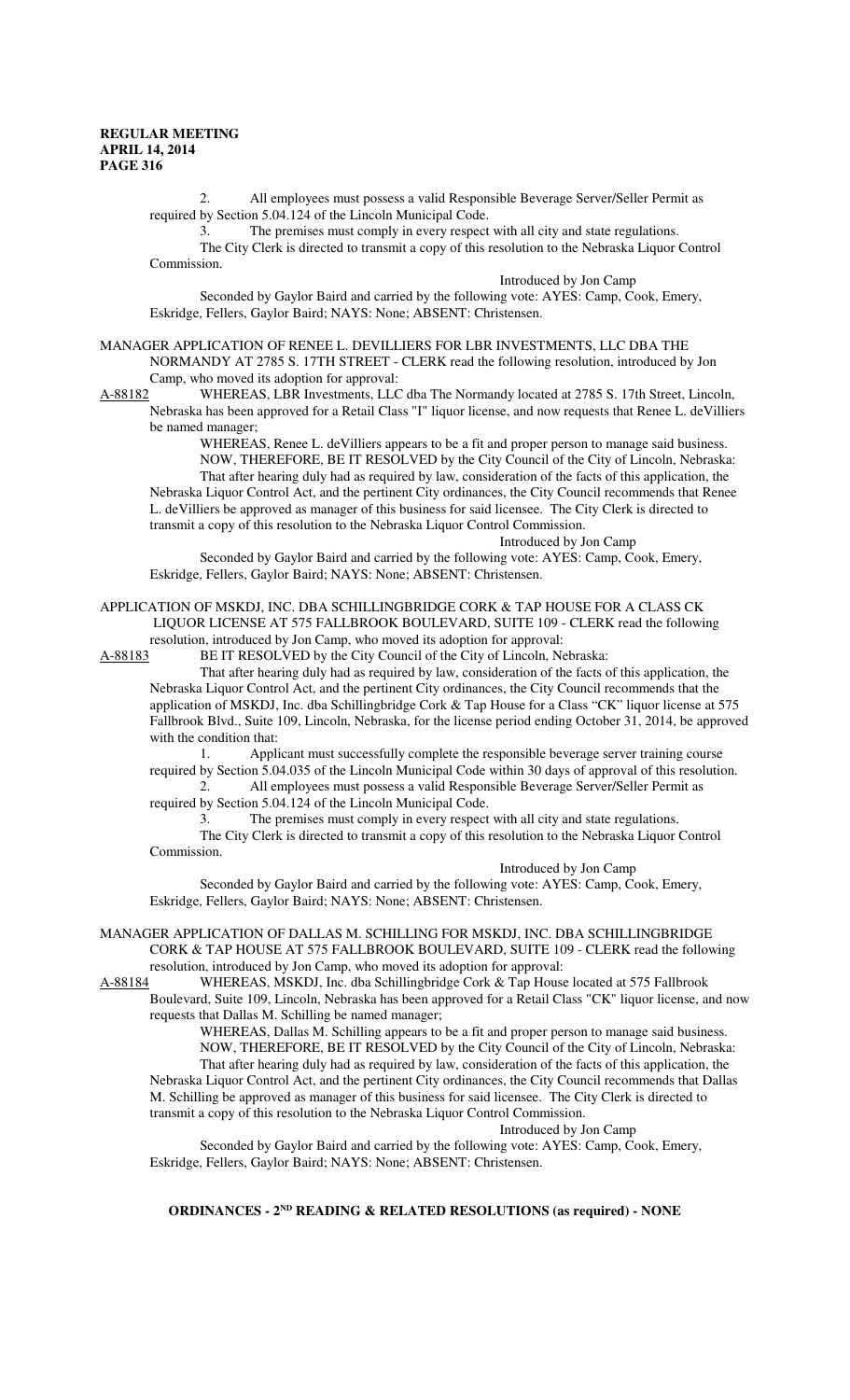2. All employees must possess a valid Responsible Beverage Server/Seller Permit as required by Section 5.04.124 of the Lincoln Municipal Code.

3. The premises must comply in every respect with all city and state regulations.

The City Clerk is directed to transmit a copy of this resolution to the Nebraska Liquor Control Commission.

Introduced by Jon Camp

Seconded by Gaylor Baird and carried by the following vote: AYES: Camp, Cook, Emery, Eskridge, Fellers, Gaylor Baird; NAYS: None; ABSENT: Christensen.

MANAGER APPLICATION OF RENEE L. DEVILLIERS FOR LBR INVESTMENTS, LLC DBA THE NORMANDY AT 2785 S. 17TH STREET - CLERK read the following resolution, introduced by Jon Camp, who moved its adoption for approval:

A-88182 WHEREAS, LBR Investments, LLC dba The Normandy located at 2785 S. 17th Street, Lincoln, Nebraska has been approved for a Retail Class "I" liquor license, and now requests that Renee L. deVilliers be named manager;

WHEREAS, Renee L. deVilliers appears to be a fit and proper person to manage said business.

NOW, THEREFORE, BE IT RESOLVED by the City Council of the City of Lincoln, Nebraska:

That after hearing duly had as required by law, consideration of the facts of this application, the Nebraska Liquor Control Act, and the pertinent City ordinances, the City Council recommends that Renee L. deVilliers be approved as manager of this business for said licensee. The City Clerk is directed to transmit a copy of this resolution to the Nebraska Liquor Control Commission.

Introduced by Jon Camp

Seconded by Gaylor Baird and carried by the following vote: AYES: Camp, Cook, Emery, Eskridge, Fellers, Gaylor Baird; NAYS: None; ABSENT: Christensen.

APPLICATION OF MSKDJ, INC. DBA SCHILLINGBRIDGE CORK & TAP HOUSE FOR A CLASS CK LIQUOR LICENSE AT 575 FALLBROOK BOULEVARD, SUITE 109 - CLERK read the following resolution, introduced by Jon Camp, who moved its adoption for approval:

A-88183 BE IT RESOLVED by the City Council of the City of Lincoln, Nebraska:

That after hearing duly had as required by law, consideration of the facts of this application, the Nebraska Liquor Control Act, and the pertinent City ordinances, the City Council recommends that the application of MSKDJ, Inc. dba Schillingbridge Cork & Tap House for a Class "CK" liquor license at 575 Fallbrook Blvd., Suite 109, Lincoln, Nebraska, for the license period ending October 31, 2014, be approved with the condition that:

1. Applicant must successfully complete the responsible beverage server training course required by Section 5.04.035 of the Lincoln Municipal Code within 30 days of approval of this resolution.

2. All employees must possess a valid Responsible Beverage Server/Seller Permit as required by Section 5.04.124 of the Lincoln Municipal Code.

3. The premises must comply in every respect with all city and state regulations.

The City Clerk is directed to transmit a copy of this resolution to the Nebraska Liquor Control Commission.

Introduced by Jon Camp

Seconded by Gaylor Baird and carried by the following vote: AYES: Camp, Cook, Emery, Eskridge, Fellers, Gaylor Baird; NAYS: None; ABSENT: Christensen.

MANAGER APPLICATION OF DALLAS M. SCHILLING FOR MSKDJ, INC. DBA SCHILLINGBRIDGE CORK & TAP HOUSE AT 575 FALLBROOK BOULEVARD, SUITE 109 - CLERK read the following resolution, introduced by Jon Camp, who moved its adoption for approval:

A-88184 WHEREAS, MSKDJ, Inc. dba Schillingbridge Cork & Tap House located at 575 Fallbrook Boulevard, Suite 109, Lincoln, Nebraska has been approved for a Retail Class "CK" liquor license, and now requests that Dallas M. Schilling be named manager;

WHEREAS, Dallas M. Schilling appears to be a fit and proper person to manage said business.

NOW, THEREFORE, BE IT RESOLVED by the City Council of the City of Lincoln, Nebraska:

That after hearing duly had as required by law, consideration of the facts of this application, the Nebraska Liquor Control Act, and the pertinent City ordinances, the City Council recommends that Dallas M. Schilling be approved as manager of this business for said licensee. The City Clerk is directed to transmit a copy of this resolution to the Nebraska Liquor Control Commission.

Introduced by Jon Camp

Seconded by Gaylor Baird and carried by the following vote: AYES: Camp, Cook, Emery, Eskridge, Fellers, Gaylor Baird; NAYS: None; ABSENT: Christensen.

## ORDINANCES - 2ND READING & RELATED RESOLUTIONS (as required) - NONE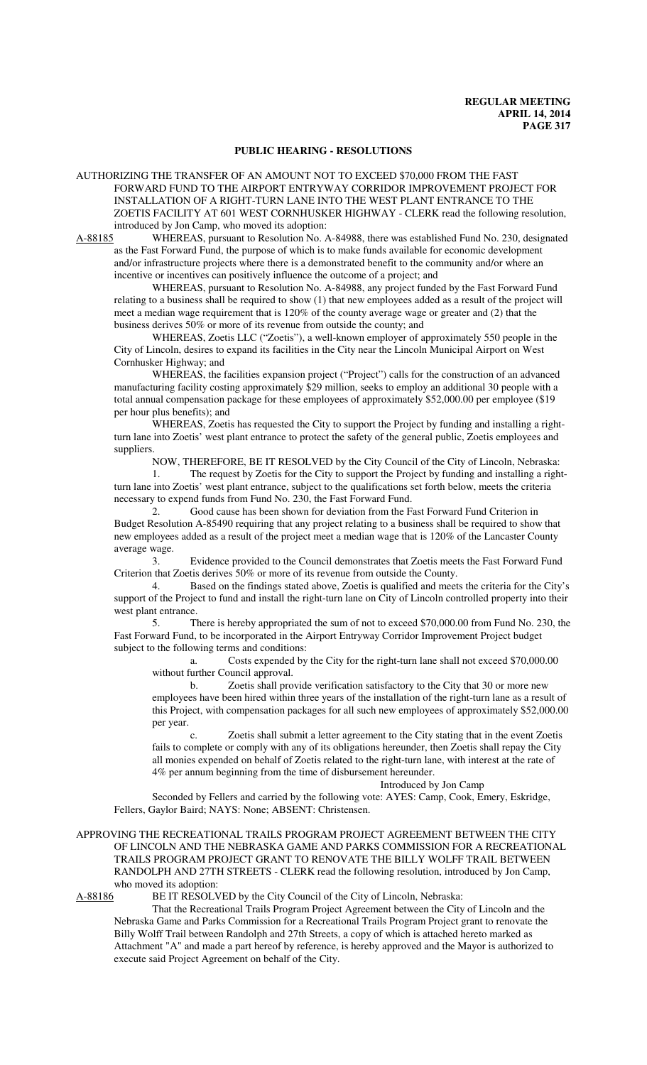## PUBLIC HEARING - RESOLUTIONS

AUTHORIZING THE TRANSFER OF AN AMOUNT NOT TO EXCEED $70,000 FROM THE FAST FORWARD FUND TO THE AIRPORT ENTRYWAY CORRIDOR IMPROVEMENT PROJECT FOR INSTALLATION OF A RIGHT-TURN LANE INTO THE WEST PLANT ENTRANCE TO THE ZOETIS FACILITY AT 601 WEST CORNHUSKER HIGHWAY - CLERK read the following resolution, introduced by Jon Camp, who moved its adoption:

A-88185 WHEREAS, pursuant to Resolution No. A-84988, there was established Fund No. 230, designated as the Fast Forward Fund, the purpose of which is to make funds available for economic development and/or infrastructure projects where there is a demonstrated benefit to the community and/or where an incentive or incentives can positively influence the outcome of a project; and

WHEREAS, pursuant to Resolution No. A-84988, any project funded by the Fast Forward Fund relating to a business shall be required to show (1) that new employees added as a result of the project will meet a median wage requirement that is 120% of the county average wage or greater and (2) that the business derives 50% or more of its revenue from outside the county; and

WHEREAS, Zoetis LLC ("Zoetis"), a well-known employer of approximately 550 people in the City of Lincoln, desires to expand its facilities in the City near the Lincoln Municipal Airport on West Cornhusker Highway; and

WHEREAS, the facilities expansion project ("Project") calls for the construction of an advanced manufacturing facility costing approximately $29 million, seeks to employ an additional 30 people with a total annual compensation package for these employees of approximately $52,000.00 per employee ($19 per hour plus benefits); and

WHEREAS, Zoetis has requested the City to support the Project by funding and installing a right-turn lane into Zoetis' west plant entrance to protect the safety of the general public, Zoetis employees and suppliers.

NOW, THEREFORE, BE IT RESOLVED by the City Council of the City of Lincoln, Nebraska:

1. The request by Zoetis for the City to support the Project by funding and installing a right-turn lane into Zoetis' west plant entrance, subject to the qualifications set forth below, meets the criteria necessary to expend funds from Fund No. 230, the Fast Forward Fund.

2. Good cause has been shown for deviation from the Fast Forward Fund Criterion in Budget Resolution A-85490 requiring that any project relating to a business shall be required to show that new employees added as a result of the project meet a median wage that is 120% of the Lancaster County average wage.

3. Evidence provided to the Council demonstrates that Zoetis meets the Fast Forward Fund Criterion that Zoetis derives 50% or more of its revenue from outside the County.

4. Based on the findings stated above, Zoetis is qualified and meets the criteria for the City's support of the Project to fund and install the right-turn lane on City of Lincoln controlled property into their west plant entrance.

5. There is hereby appropriated the sum of not to exceed $70,000.00 from Fund No. 230, the Fast Forward Fund, to be incorporated in the Airport Entryway Corridor Improvement Project budget subject to the following terms and conditions:

a. Costs expended by the City for the right-turn lane shall not exceed $70,000.00 without further Council approval.

b. Zoetis shall provide verification satisfactory to the City that 30 or more new employees have been hired within three years of the installation of the right-turn lane as a result of this Project, with compensation packages for all such new employees of approximately $52,000.00 per year.

c. Zoetis shall submit a letter agreement to the City stating that in the event Zoetis fails to complete or comply with any of its obligations hereunder, then Zoetis shall repay the City all monies expended on behalf of Zoetis related to the right-turn lane, with interest at the rate of 4% per annum beginning from the time of disbursement hereunder.

Introduced by Jon Camp

Seconded by Fellers and carried by the following vote: AYES: Camp, Cook, Emery, Eskridge, Fellers, Gaylor Baird; NAYS: None; ABSENT: Christensen.

APPROVING THE RECREATIONAL TRAILS PROGRAM PROJECT AGREEMENT BETWEEN THE CITY OF LINCOLN AND THE NEBRASKA GAME AND PARKS COMMISSION FOR A RECREATIONAL TRAILS PROGRAM PROJECT GRANT TO RENOVATE THE BILLY WOLFF TRAIL BETWEEN RANDOLPH AND 27TH STREETS - CLERK read the following resolution, introduced by Jon Camp, who moved its adoption:

A-88186 BE IT RESOLVED by the City Council of the City of Lincoln, Nebraska:

That the Recreational Trails Program Project Agreement between the City of Lincoln and the Nebraska Game and Parks Commission for a Recreational Trails Program Project grant to renovate the Billy Wolff Trail between Randolph and 27th Streets, a copy of which is attached hereto marked as Attachment "A" and made a part hereof by reference, is hereby approved and the Mayor is authorized to execute said Project Agreement on behalf of the City.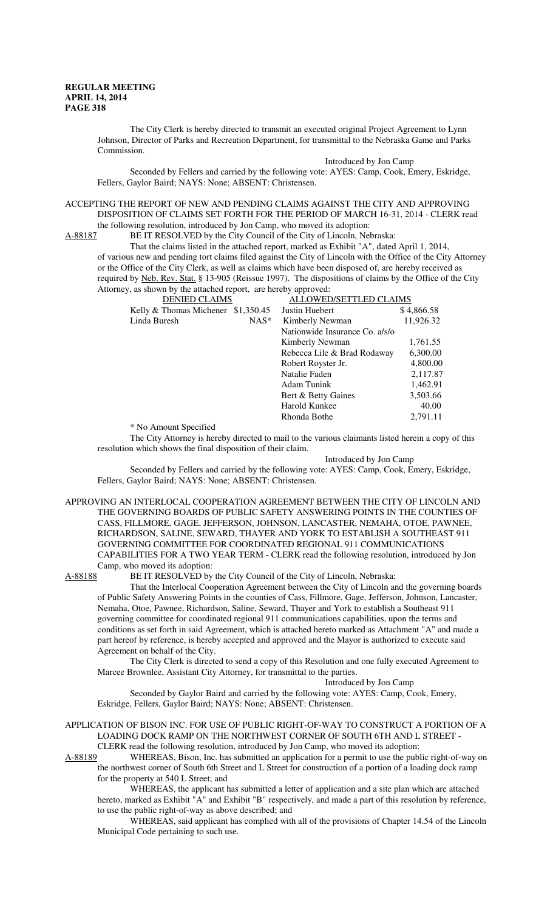The City Clerk is hereby directed to transmit an executed original Project Agreement to Lynn Johnson, Director of Parks and Recreation Department, for transmittal to the Nebraska Game and Parks Commission.

Introduced by Jon Camp

Seconded by Fellers and carried by the following vote: AYES: Camp, Cook, Emery, Eskridge, Fellers, Gaylor Baird; NAYS: None; ABSENT: Christensen.

ACCEPTING THE REPORT OF NEW AND PENDING CLAIMS AGAINST THE CITY AND APPROVING DISPOSITION OF CLAIMS SET FORTH FOR THE PERIOD OF MARCH 16-31, 2014 - CLERK read the following resolution, introduced by Jon Camp, who moved its adoption:

A-88187 BE IT RESOLVED by the City Council of the City of Lincoln, Nebraska:

That the claims listed in the attached report, marked as Exhibit "A", dated April 1, 2014, of various new and pending tort claims filed against the City of Lincoln with the Office of the City Attorney or the Office of the City Clerk, as well as claims which have been disposed of, are hereby received as required by Neb. Rev. Stat. § 13-905 (Reissue 1997). The dispositions of claims by the Office of the City Attorney, as shown by the attached report, are hereby approved:

| DENIED CLAIMS | | ALLOWED/SETTLED CLAIMS | |
|---|---|---|---|
| Kelly & Thomas Michener | $1,350.45 | Justin Huebert | $ 4,866.58 |
| Linda Buresh | NAS* | Kimberly Newman | 11,926.32 |
| | | Nationwide Insurance Co. a/s/o | |
| | | Kimberly Newman | 1,761.55 |
| | | Rebecca Lile & Brad Rodaway | 6,300.00 |
| | | Robert Royster Jr. | 4,800.00 |
| | | Natalie Faden | 2,117.87 |
| | | Adam Tunink | 1,462.91 |
| | | Bert & Betty Gaines | 3,503.66 |
| | | Harold Kunkee | 40.00 |
| | | Rhonda Bothe | 2,791.11 |

* No Amount Specified

The City Attorney is hereby directed to mail to the various claimants listed herein a copy of this resolution which shows the final disposition of their claim.

Introduced by Jon Camp

Seconded by Fellers and carried by the following vote: AYES: Camp, Cook, Emery, Eskridge, Fellers, Gaylor Baird; NAYS: None; ABSENT: Christensen.

APPROVING AN INTERLOCAL COOPERATION AGREEMENT BETWEEN THE CITY OF LINCOLN AND THE GOVERNING BOARDS OF PUBLIC SAFETY ANSWERING POINTS IN THE COUNTIES OF CASS, FILLMORE, GAGE, JEFFERSON, JOHNSON, LANCASTER, NEMAHA, OTOE, PAWNEE, RICHARDSON, SALINE, SEWARD, THAYER AND YORK TO ESTABLISH A SOUTHEAST 911 GOVERNING COMMITTEE FOR COORDINATED REGIONAL 911 COMMUNICATIONS CAPABILITIES FOR A TWO YEAR TERM - CLERK read the following resolution, introduced by Jon Camp, who moved its adoption:

A-88188 BE IT RESOLVED by the City Council of the City of Lincoln, Nebraska:

That the Interlocal Cooperation Agreement between the City of Lincoln and the governing boards of Public Safety Answering Points in the counties of Cass, Fillmore, Gage, Jefferson, Johnson, Lancaster, Nemaha, Otoe, Pawnee, Richardson, Saline, Seward, Thayer and York to establish a Southeast 911 governing committee for coordinated regional 911 communications capabilities, upon the terms and conditions as set forth in said Agreement, which is attached hereto marked as Attachment "A" and made a part hereof by reference, is hereby accepted and approved and the Mayor is authorized to execute said Agreement on behalf of the City.

The City Clerk is directed to send a copy of this Resolution and one fully executed Agreement to Marcee Brownlee, Assistant City Attorney, for transmittal to the parties.

Introduced by Jon Camp

Seconded by Gaylor Baird and carried by the following vote: AYES: Camp, Cook, Emery, Eskridge, Fellers, Gaylor Baird; NAYS: None; ABSENT: Christensen.

APPLICATION OF BISON INC. FOR USE OF PUBLIC RIGHT-OF-WAY TO CONSTRUCT A PORTION OF A LOADING DOCK RAMP ON THE NORTHWEST CORNER OF SOUTH 6TH AND L STREET - CLERK read the following resolution, introduced by Jon Camp, who moved its adoption:

A-88189 WHEREAS, Bison, Inc. has submitted an application for a permit to use the public right-of-way on the northwest corner of South 6th Street and L Street for construction of a portion of a loading dock ramp for the property at 540 L Street; and

WHEREAS, the applicant has submitted a letter of application and a site plan which are attached hereto, marked as Exhibit "A" and Exhibit "B" respectively, and made a part of this resolution by reference, to use the public right-of-way as above described; and

WHEREAS, said applicant has complied with all of the provisions of Chapter 14.54 of the Lincoln Municipal Code pertaining to such use.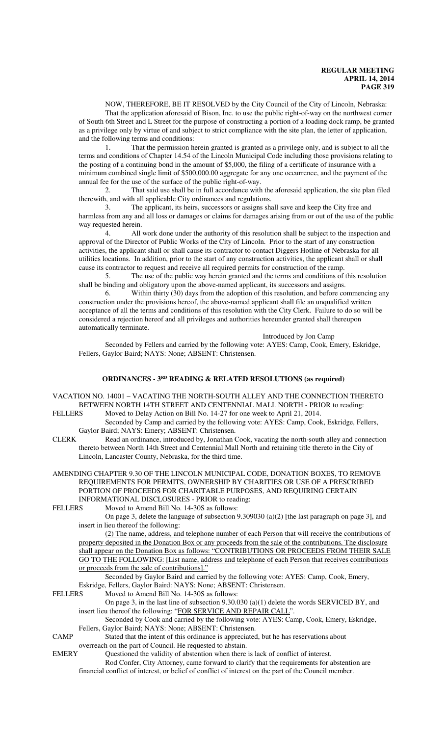NOW, THEREFORE, BE IT RESOLVED by the City Council of the City of Lincoln, Nebraska:

That the application aforesaid of Bison, Inc. to use the public right-of-way on the northwest corner of South 6th Street and L Street for the purpose of constructing a portion of a loading dock ramp, be granted as a privilege only by virtue of and subject to strict compliance with the site plan, the letter of application, and the following terms and conditions:

1. That the permission herein granted is granted as a privilege only, and is subject to all the terms and conditions of Chapter 14.54 of the Lincoln Municipal Code including those provisions relating to the posting of a continuing bond in the amount of $5,000, the filing of a certificate of insurance with a minimum combined single limit of $500,000.00 aggregate for any one occurrence, and the payment of the annual fee for the use of the surface of the public right-of-way.

2. That said use shall be in full accordance with the aforesaid application, the site plan filed therewith, and with all applicable City ordinances and regulations.

3. The applicant, its heirs, successors or assigns shall save and keep the City free and harmless from any and all loss or damages or claims for damages arising from or out of the use of the public way requested herein.

4. All work done under the authority of this resolution shall be subject to the inspection and approval of the Director of Public Works of the City of Lincoln. Prior to the start of any construction activities, the applicant shall or shall cause its contractor to contact Diggers Hotline of Nebraska for all utilities locations. In addition, prior to the start of any construction activities, the applicant shall or shall cause its contractor to request and receive all required permits for construction of the ramp.

5. The use of the public way herein granted and the terms and conditions of this resolution shall be binding and obligatory upon the above-named applicant, its successors and assigns.

6. Within thirty (30) days from the adoption of this resolution, and before commencing any construction under the provisions hereof, the above-named applicant shall file an unqualified written acceptance of all the terms and conditions of this resolution with the City Clerk. Failure to do so will be considered a rejection hereof and all privileges and authorities hereunder granted shall thereupon automatically terminate.

Introduced by Jon Camp

Seconded by Fellers and carried by the following vote: AYES: Camp, Cook, Emery, Eskridge, Fellers, Gaylor Baird; NAYS: None; ABSENT: Christensen.

## ORDINANCES - 3RD READING & RELATED RESOLUTIONS (as required)

VACATION NO. 14001 – VACATING THE NORTH-SOUTH ALLEY AND THE CONNECTION THERETO BETWEEN NORTH 14TH STREET AND CENTENNIAL MALL NORTH - PRIOR to reading:

FELLERS Moved to Delay Action on Bill No. 14-27 for one week to April 21, 2014.

Seconded by Camp and carried by the following vote: AYES: Camp, Cook, Eskridge, Fellers, Gaylor Baird; NAYS: Emery; ABSENT: Christensen.

CLERK Read an ordinance, introduced by, Jonathan Cook, vacating the north-south alley and connection thereto between North 14th Street and Centennial Mall North and retaining title thereto in the City of Lincoln, Lancaster County, Nebraska, for the third time.

AMENDING CHAPTER 9.30 OF THE LINCOLN MUNICIPAL CODE, DONATION BOXES, TO REMOVE REQUIREMENTS FOR PERMITS, OWNERSHIP BY CHARITIES OR USE OF A PRESCRIBED PORTION OF PROCEEDS FOR CHARITABLE PURPOSES, AND REQUIRING CERTAIN INFORMATIONAL DISCLOSURES - PRIOR to reading:

FELLERS Moved to Amend Bill No. 14-30S as follows:

On page 3, delete the language of subsection 9.309030 (a)(2) [the last paragraph on page 3], and insert in lieu thereof the following:

(2) The name, address, and telephone number of each Person that will receive the contributions of property deposited in the Donation Box or any proceeds from the sale of the contributions. The disclosure shall appear on the Donation Box as follows: "CONTRIBUTIONS OR PROCEEDS FROM THEIR SALE GO TO THE FOLLOWING: [List name, address and telephone of each Person that receives contributions or proceeds from the sale of contributions]."

Seconded by Gaylor Baird and carried by the following vote: AYES: Camp, Cook, Emery, Eskridge, Fellers, Gaylor Baird: NAYS: None; ABSENT: Christensen.

FELLERS Moved to Amend Bill No. 14-30S as follows:

On page 3, in the last line of subsection 9.30.030 (a)(1) delete the words SERVICED BY, and insert lieu thereof the following: "FOR SERVICE AND REPAIR CALL".

Seconded by Cook and carried by the following vote: AYES: Camp, Cook, Emery, Eskridge, Fellers, Gaylor Baird; NAYS: None; ABSENT: Christensen.

CAMP Stated that the intent of this ordinance is appreciated, but he has reservations about overreach on the part of Council. He requested to abstain.

EMERY Questioned the validity of abstention when there is lack of conflict of interest.

Rod Confer, City Attorney, came forward to clarify that the requirements for abstention are financial conflict of interest, or belief of conflict of interest on the part of the Council member.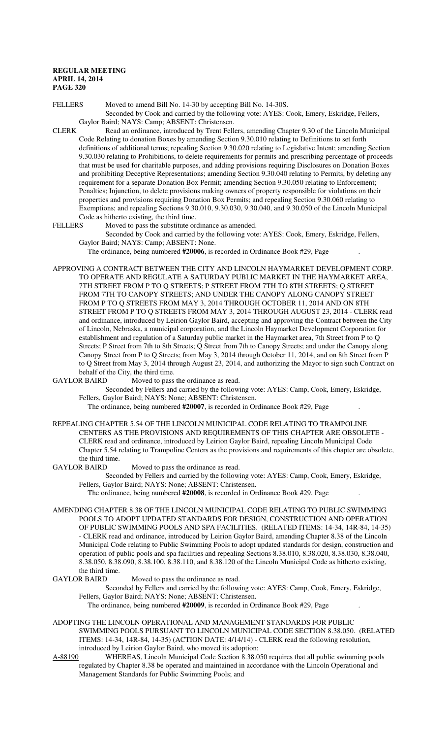FELLERS Moved to amend Bill No. 14-30 by accepting Bill No. 14-30S.

Seconded by Cook and carried by the following vote: AYES: Cook, Emery, Eskridge, Fellers, Gaylor Baird; NAYS: Camp; ABSENT: Christensen.

CLERK Read an ordinance, introduced by Trent Fellers, amending Chapter 9.30 of the Lincoln Municipal Code Relating to donation Boxes by amending Section 9.30.010 relating to Definitions to set forth definitions of additional terms; repealing Section 9.30.020 relating to Legislative Intent; amending Section 9.30.030 relating to Prohibitions, to delete requirements for permits and prescribing percentage of proceeds that must be used for charitable purposes, and adding provisions requiring Disclosures on Donation Boxes and prohibiting Deceptive Representations; amending Section 9.30.040 relating to Permits, by deleting any requirement for a separate Donation Box Permit; amending Section 9.30.050 relating to Enforcement; Penalties; Injunction, to delete provisions making owners of property responsible for violations on their properties and provisions requiring Donation Box Permits; and repealing Section 9.30.060 relating to Exemptions; and repealing Sections 9.30.010, 9.30.030, 9.30.040, and 9.30.050 of the Lincoln Municipal Code as hitherto existing, the third time.

FELLERS Moved to pass the substitute ordinance as amended.

Seconded by Cook and carried by the following vote: AYES: Cook, Emery, Eskridge, Fellers, Gaylor Baird; NAYS: Camp; ABSENT: None.

The ordinance, being numbered **#20006**, is recorded in Ordinance Book #29, Page .

APPROVING A CONTRACT BETWEEN THE CITY AND LINCOLN HAYMARKET DEVELOPMENT CORP. TO OPERATE AND REGULATE A SATURDAY PUBLIC MARKET IN THE HAYMARKET AREA, 7TH STREET FROM P TO Q STREETS; P STREET FROM 7TH TO 8TH STREETS; Q STREET FROM 7TH TO CANOPY STREETS; AND UNDER THE CANOPY ALONG CANOPY STREET FROM P TO Q STREETS FROM MAY 3, 2014 THROUGH OCTOBER 11, 2014 AND ON 8TH STREET FROM P TO Q STREETS FROM MAY 3, 2014 THROUGH AUGUST 23, 2014 - CLERK read and ordinance, introduced by Leirion Gaylor Baird, accepting and approving the Contract between the City of Lincoln, Nebraska, a municipal corporation, and the Lincoln Haymarket Development Corporation for establishment and regulation of a Saturday public market in the Haymarket area, 7th Street from P to Q Streets; P Street from 7th to 8th Streets; Q Street from 7th to Canopy Streets; and under the Canopy along Canopy Street from P to Q Streets; from May 3, 2014 through October 11, 2014, and on 8th Street from P to Q Street from May 3, 2014 through August 23, 2014, and authorizing the Mayor to sign such Contract on behalf of the City, the third time.

GAYLOR BAIRD Moved to pass the ordinance as read.

Seconded by Fellers and carried by the following vote: AYES: Camp, Cook, Emery, Eskridge, Fellers, Gaylor Baird; NAYS: None; ABSENT: Christensen.

The ordinance, being numbered **#20007**, is recorded in Ordinance Book #29, Page .

REPEALING CHAPTER 5.54 OF THE LINCOLN MUNICIPAL CODE RELATING TO TRAMPOLINE CENTERS AS THE PROVISIONS AND REQUIREMENTS OF THIS CHAPTER ARE OBSOLETE - CLERK read and ordinance, introduced by Leirion Gaylor Baird, repealing Lincoln Municipal Code Chapter 5.54 relating to Trampoline Centers as the provisions and requirements of this chapter are obsolete, the third time.

GAYLOR BAIRD Moved to pass the ordinance as read.

Seconded by Fellers and carried by the following vote: AYES: Camp, Cook, Emery, Eskridge, Fellers, Gaylor Baird; NAYS: None; ABSENT: Christensen.

The ordinance, being numbered **#20008**, is recorded in Ordinance Book #29, Page .

AMENDING CHAPTER 8.38 OF THE LINCOLN MUNICIPAL CODE RELATING TO PUBLIC SWIMMING POOLS TO ADOPT UPDATED STANDARDS FOR DESIGN, CONSTRUCTION AND OPERATION OF PUBLIC SWIMMING POOLS AND SPA FACILITIES. (RELATED ITEMS: 14-34, 14R-84, 14-35) - CLERK read and ordinance, introduced by Leirion Gaylor Baird, amending Chapter 8.38 of the Lincoln Municipal Code relating to Public Swimming Pools to adopt updated standards for design, construction and operation of public pools and spa facilities and repealing Sections 8.38.010, 8.38.020, 8.38.030, 8.38.040, 8.38.050, 8.38.090, 8.38.100, 8.38.110, and 8.38.120 of the Lincoln Municipal Code as hitherto existing, the third time.

GAYLOR BAIRD Moved to pass the ordinance as read.

Seconded by Fellers and carried by the following vote: AYES: Camp, Cook, Emery, Eskridge, Fellers, Gaylor Baird; NAYS: None; ABSENT: Christensen.

The ordinance, being numbered **#20009**, is recorded in Ordinance Book #29, Page .

ADOPTING THE LINCOLN OPERATIONAL AND MANAGEMENT STANDARDS FOR PUBLIC SWIMMING POOLS PURSUANT TO LINCOLN MUNICIPAL CODE SECTION 8.38.050. (RELATED ITEMS: 14-34, 14R-84, 14-35) (ACTION DATE: 4/14/14) - CLERK read the following resolution, introduced by Leirion Gaylor Baird, who moved its adoption:

A-88190 WHEREAS, Lincoln Municipal Code Section 8.38.050 requires that all public swimming pools regulated by Chapter 8.38 be operated and maintained in accordance with the Lincoln Operational and Management Standards for Public Swimming Pools; and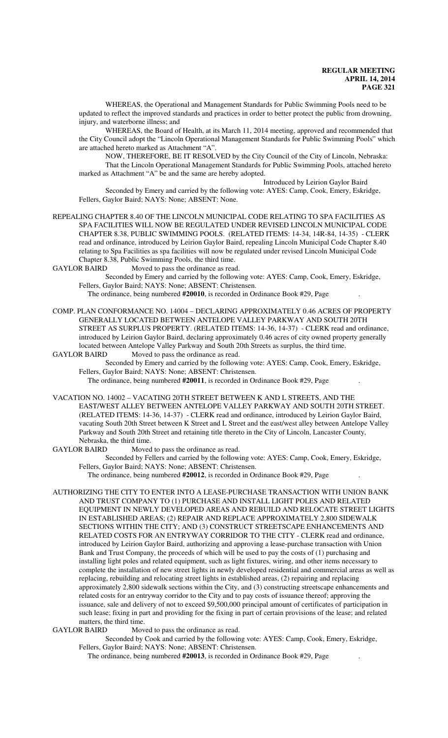WHEREAS, the Operational and Management Standards for Public Swimming Pools need to be updated to reflect the improved standards and practices in order to better protect the public from drowning, injury, and waterborne illness; and

WHEREAS, the Board of Health, at its March 11, 2014 meeting, approved and recommended that the City Council adopt the "Lincoln Operational Management Standards for Public Swimming Pools" which are attached hereto marked as Attachment "A".

NOW, THEREFORE, BE IT RESOLVED by the City Council of the City of Lincoln, Nebraska:

That the Lincoln Operational Management Standards for Public Swimming Pools, attached hereto marked as Attachment "A" be and the same are hereby adopted.

Introduced by Leirion Gaylor Baird

Seconded by Emery and carried by the following vote: AYES: Camp, Cook, Emery, Eskridge, Fellers, Gaylor Baird; NAYS: None; ABSENT: None.

REPEALING CHAPTER 8.40 OF THE LINCOLN MUNICIPAL CODE RELATING TO SPA FACILITIES AS SPA FACILITIES WILL NOW BE REGULATED UNDER REVISED LINCOLN MUNICIPAL CODE CHAPTER 8.38, PUBLIC SWIMMING POOLS. (RELATED ITEMS: 14-34, 14R-84, 14-35) - CLERK read and ordinance, introduced by Leirion Gaylor Baird, repealing Lincoln Municipal Code Chapter 8.40 relating to Spa Facilities as spa facilities will now be regulated under revised Lincoln Municipal Code Chapter 8.38, Public Swimming Pools, the third time.

GAYLOR BAIRD Moved to pass the ordinance as read.

Seconded by Emery and carried by the following vote: AYES: Camp, Cook, Emery, Eskridge, Fellers, Gaylor Baird; NAYS: None; ABSENT: Christensen.

The ordinance, being numbered **#20010**, is recorded in Ordinance Book #29, Page .

COMP. PLAN CONFORMANCE NO. 14004 – DECLARING APPROXIMATELY 0.46 ACRES OF PROPERTY GENERALLY LOCATED BETWEEN ANTELOPE VALLEY PARKWAY AND SOUTH 20TH STREET AS SURPLUS PROPERTY. (RELATED ITEMS: 14-36, 14-37) - CLERK read and ordinance, introduced by Leirion Gaylor Baird, declaring approximately 0.46 acres of city owned property generally located between Antelope Valley Parkway and South 20th Streets as surplus, the third time.

GAYLOR BAIRD Moved to pass the ordinance as read.

Seconded by Emery and carried by the following vote: AYES: Camp, Cook, Emery, Eskridge, Fellers, Gaylor Baird; NAYS: None; ABSENT: Christensen.

The ordinance, being numbered **#20011**, is recorded in Ordinance Book #29, Page .

VACATION NO. 14002 – VACATING 20TH STREET BETWEEN K AND L STREETS, AND THE EAST/WEST ALLEY BETWEEN ANTELOPE VALLEY PARKWAY AND SOUTH 20TH STREET. (RELATED ITEMS: 14-36, 14-37) - CLERK read and ordinance, introduced by Leirion Gaylor Baird, vacating South 20th Street between K Street and L Street and the east/west alley between Antelope Valley Parkway and South 20th Street and retaining title thereto in the City of Lincoln, Lancaster County, Nebraska, the third time.

GAYLOR BAIRD Moved to pass the ordinance as read.

Seconded by Fellers and carried by the following vote: AYES: Camp, Cook, Emery, Eskridge, Fellers, Gaylor Baird; NAYS: None; ABSENT: Christensen.

The ordinance, being numbered **#20012**, is recorded in Ordinance Book #29, Page .

AUTHORIZING THE CITY TO ENTER INTO A LEASE-PURCHASE TRANSACTION WITH UNION BANK AND TRUST COMPANY TO (1) PURCHASE AND INSTALL LIGHT POLES AND RELATED EQUIPMENT IN NEWLY DEVELOPED AREAS AND REBUILD AND RELOCATE STREET LIGHTS IN ESTABLISHED AREAS; (2) REPAIR AND REPLACE APPROXIMATELY 2,800 SIDEWALK SECTIONS WITHIN THE CITY; AND (3) CONSTRUCT STREETSCAPE ENHANCEMENTS AND RELATED COSTS FOR AN ENTRYWAY CORRIDOR TO THE CITY - CLERK read and ordinance, introduced by Leirion Gaylor Baird, authorizing and approving a lease-purchase transaction with Union Bank and Trust Company, the proceeds of which will be used to pay the costs of (1) purchasing and installing light poles and related equipment, such as light fixtures, wiring, and other items necessary to complete the installation of new street lights in newly developed residential and commercial areas as well as replacing, rebuilding and relocating street lights in established areas, (2) repairing and replacing approximately 2,800 sidewalk sections within the City, and (3) constructing streetscape enhancements and related costs for an entryway corridor to the City and to pay costs of issuance thereof; approving the issuance, sale and delivery of not to exceed $9,500,000 principal amount of certificates of participation in such lease; fixing in part and providing for the fixing in part of certain provisions of the lease; and related matters, the third time.

GAYLOR BAIRD Moved to pass the ordinance as read.

Seconded by Cook and carried by the following vote: AYES: Camp, Cook, Emery, Eskridge, Fellers, Gaylor Baird; NAYS: None; ABSENT: Christensen.

The ordinance, being numbered **#20013**, is recorded in Ordinance Book #29, Page .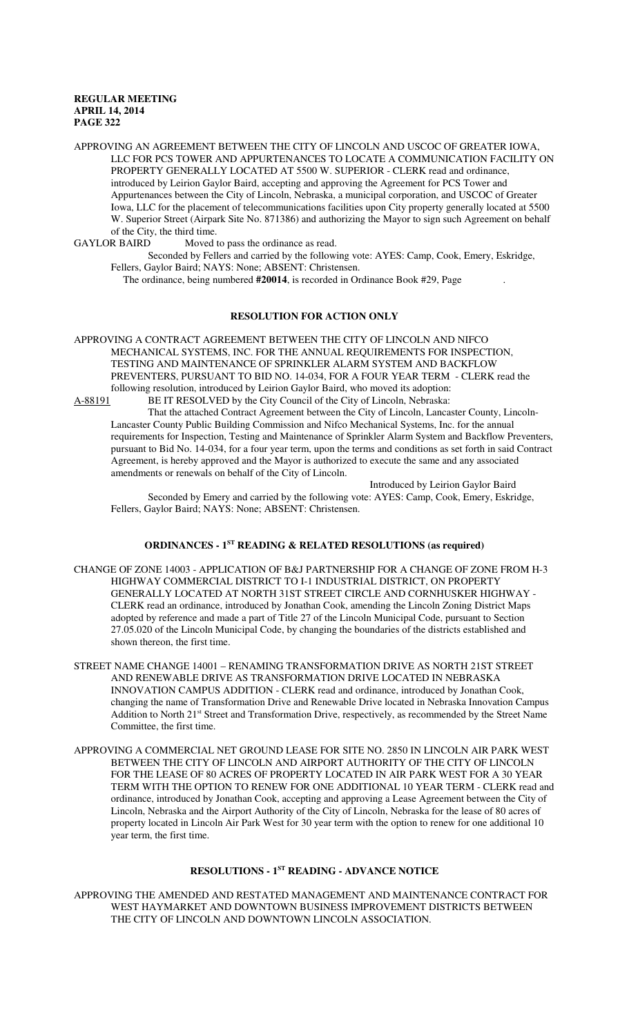APPROVING AN AGREEMENT BETWEEN THE CITY OF LINCOLN AND USCOC OF GREATER IOWA, LLC FOR PCS TOWER AND APPURTENANCES TO LOCATE A COMMUNICATION FACILITY ON PROPERTY GENERALLY LOCATED AT 5500 W. SUPERIOR - CLERK read and ordinance, introduced by Leirion Gaylor Baird, accepting and approving the Agreement for PCS Tower and Appurtenances between the City of Lincoln, Nebraska, a municipal corporation, and USCOC of Greater Iowa, LLC for the placement of telecommunications facilities upon City property generally located at 5500 W. Superior Street (Airpark Site No. 871386) and authorizing the Mayor to sign such Agreement on behalf of the City, the third time.

GAYLOR BAIRD Moved to pass the ordinance as read.

Seconded by Fellers and carried by the following vote: AYES: Camp, Cook, Emery, Eskridge, Fellers, Gaylor Baird; NAYS: None; ABSENT: Christensen.

The ordinance, being numbered **#20014**, is recorded in Ordinance Book #29, Page .

## RESOLUTION FOR ACTION ONLY

APPROVING A CONTRACT AGREEMENT BETWEEN THE CITY OF LINCOLN AND NIFCO MECHANICAL SYSTEMS, INC. FOR THE ANNUAL REQUIREMENTS FOR INSPECTION, TESTING AND MAINTENANCE OF SPRINKLER ALARM SYSTEM AND BACKFLOW PREVENTERS, PURSUANT TO BID NO. 14-034, FOR A FOUR YEAR TERM - CLERK read the following resolution, introduced by Leirion Gaylor Baird, who moved its adoption:

A-88191 BE IT RESOLVED by the City Council of the City of Lincoln, Nebraska:

That the attached Contract Agreement between the City of Lincoln, Lancaster County, Lincoln-Lancaster County Public Building Commission and Nifco Mechanical Systems, Inc. for the annual requirements for Inspection, Testing and Maintenance of Sprinkler Alarm System and Backflow Preventers, pursuant to Bid No. 14-034, for a four year term, upon the terms and conditions as set forth in said Contract Agreement, is hereby approved and the Mayor is authorized to execute the same and any associated amendments or renewals on behalf of the City of Lincoln.

Introduced by Leirion Gaylor Baird

Seconded by Emery and carried by the following vote: AYES: Camp, Cook, Emery, Eskridge, Fellers, Gaylor Baird; NAYS: None; ABSENT: Christensen.

## ORDINANCES - 1ST READING & RELATED RESOLUTIONS (as required)

CHANGE OF ZONE 14003 - APPLICATION OF B&J PARTNERSHIP FOR A CHANGE OF ZONE FROM H-3 HIGHWAY COMMERCIAL DISTRICT TO I-1 INDUSTRIAL DISTRICT, ON PROPERTY GENERALLY LOCATED AT NORTH 31ST STREET CIRCLE AND CORNHUSKER HIGHWAY - CLERK read an ordinance, introduced by Jonathan Cook, amending the Lincoln Zoning District Maps adopted by reference and made a part of Title 27 of the Lincoln Municipal Code, pursuant to Section 27.05.020 of the Lincoln Municipal Code, by changing the boundaries of the districts established and shown thereon, the first time.

STREET NAME CHANGE 14001 – RENAMING TRANSFORMATION DRIVE AS NORTH 21ST STREET AND RENEWABLE DRIVE AS TRANSFORMATION DRIVE LOCATED IN NEBRASKA INNOVATION CAMPUS ADDITION - CLERK read and ordinance, introduced by Jonathan Cook, changing the name of Transformation Drive and Renewable Drive located in Nebraska Innovation Campus Addition to North 21st Street and Transformation Drive, respectively, as recommended by the Street Name Committee, the first time.

APPROVING A COMMERCIAL NET GROUND LEASE FOR SITE NO. 2850 IN LINCOLN AIR PARK WEST BETWEEN THE CITY OF LINCOLN AND AIRPORT AUTHORITY OF THE CITY OF LINCOLN FOR THE LEASE OF 80 ACRES OF PROPERTY LOCATED IN AIR PARK WEST FOR A 30 YEAR TERM WITH THE OPTION TO RENEW FOR ONE ADDITIONAL 10 YEAR TERM - CLERK read and ordinance, introduced by Jonathan Cook, accepting and approving a Lease Agreement between the City of Lincoln, Nebraska and the Airport Authority of the City of Lincoln, Nebraska for the lease of 80 acres of property located in Lincoln Air Park West for 30 year term with the option to renew for one additional 10 year term, the first time.

## RESOLUTIONS - 1ST READING - ADVANCE NOTICE

APPROVING THE AMENDED AND RESTATED MANAGEMENT AND MAINTENANCE CONTRACT FOR WEST HAYMARKET AND DOWNTOWN BUSINESS IMPROVEMENT DISTRICTS BETWEEN THE CITY OF LINCOLN AND DOWNTOWN LINCOLN ASSOCIATION.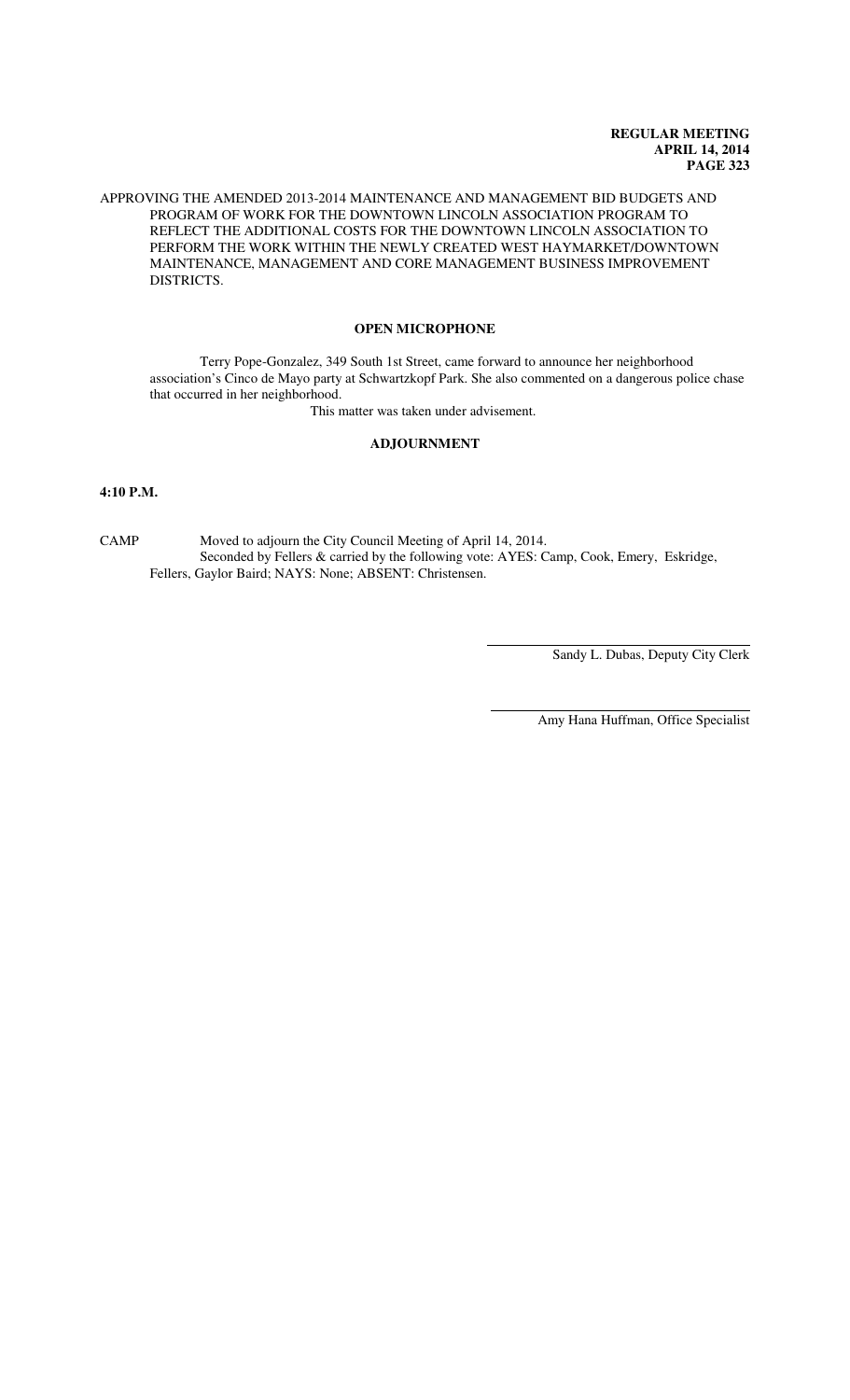APPROVING THE AMENDED 2013-2014 MAINTENANCE AND MANAGEMENT BID BUDGETS AND PROGRAM OF WORK FOR THE DOWNTOWN LINCOLN ASSOCIATION PROGRAM TO REFLECT THE ADDITIONAL COSTS FOR THE DOWNTOWN LINCOLN ASSOCIATION TO PERFORM THE WORK WITHIN THE NEWLY CREATED WEST HAYMARKET/DOWNTOWN MAINTENANCE, MANAGEMENT AND CORE MANAGEMENT BUSINESS IMPROVEMENT DISTRICTS.

## OPEN MICROPHONE

Terry Pope-Gonzalez, 349 South 1st Street, came forward to announce her neighborhood association's Cinco de Mayo party at Schwartzkopf Park. She also commented on a dangerous police chase that occurred in her neighborhood.

This matter was taken under advisement.

## ADJOURNMENT

**4:10 P.M.**

CAMP Moved to adjourn the City Council Meeting of April 14, 2014.
Seconded by Fellers & carried by the following vote: AYES: Camp, Cook, Emery, Eskridge, Fellers, Gaylor Baird; NAYS: None; ABSENT: Christensen.

Sandy L. Dubas, Deputy City Clerk

Amy Hana Huffman, Office Specialist